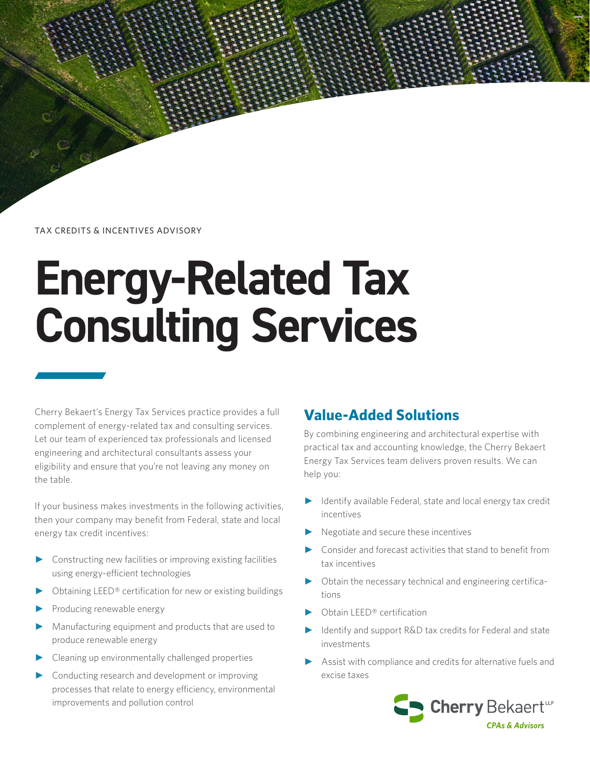TAX CREDITS & INCENTIVES ADVISORY

# Energy-Related Tax Consulting Services

Cherry Bekaert's Energy Tax Services practice provides a full complement of energy-related tax and consulting services. Let our team of experienced tax professionals and licensed engineering and architectural consultants assess your eligibility and ensure that you're not leaving any money on the table.

If your business makes investments in the following activities, then your company may benefit from Federal, state and local energy tax credit incentives:

- Constructing new facilities or improving existing facilities using energy-efficient technologies
- Obtaining LEED® certification for new or existing buildings
- Producing renewable energy
- Manufacturing equipment and products that are used to produce renewable energy
- Cleaning up environmentally challenged properties
- Conducting research and development or improving processes that relate to energy efficiency, environmental improvements and pollution control

## Value-Added Solutions

By combining engineering and architectural expertise with practical tax and accounting knowledge, the Cherry Bekaert Energy Tax Services team delivers proven results. We can help you:

- Identify available Federal, state and local energy tax credit incentives
- Negotiate and secure these incentives
- Consider and forecast activities that stand to benefit from tax incentives
- Obtain the necessary technical and engineering certifications
- Obtain LEED® certification
- Identify and support R&D tax credits for Federal and state investments
- Assist with compliance and credits for alternative fuels and excise taxes

Cherry Bekaert LLP
*CPAs & Advisors*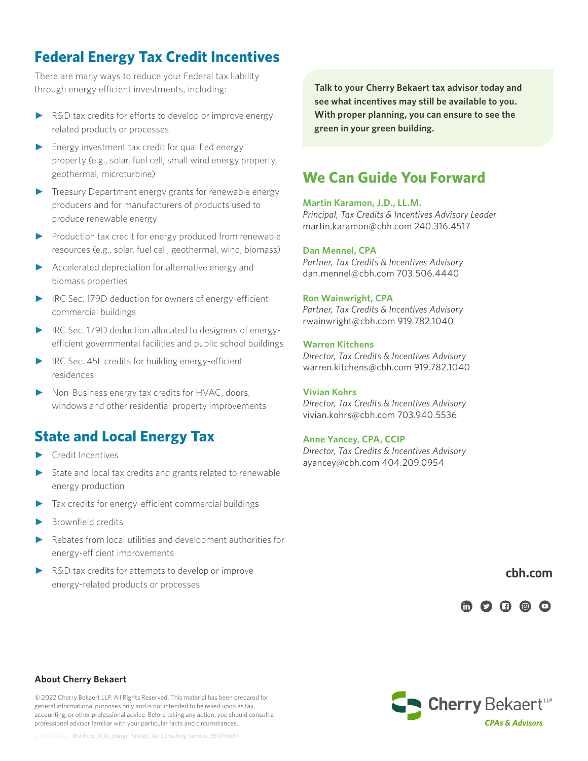## Federal Energy Tax Credit Incentives

There are many ways to reduce your Federal tax liability through energy efficient investments, including:

- R&D tax credits for efforts to develop or improve energy-related products or processes
- Energy investment tax credit for qualified energy property (e.g., solar, fuel cell, small wind energy property, geothermal, microturbine)
- Treasury Department energy grants for renewable energy producers and for manufacturers of products used to produce renewable energy
- Production tax credit for energy produced from renewable resources (e.g., solar, fuel cell, geothermal, wind, biomass)
- Accelerated depreciation for alternative energy and biomass properties
- IRC Sec. 179D deduction for owners of energy-efficient commercial buildings
- IRC Sec. 179D deduction allocated to designers of energy-efficient governmental facilities and public school buildings
- IRC Sec. 45L credits for building energy-efficient residences
- Non-Business energy tax credits for HVAC, doors, windows and other residential property improvements

## State and Local Energy Tax

- Credit Incentives
- State and local tax credits and grants related to renewable energy production
- Tax credits for energy-efficient commercial buildings
- Brownfield credits
- Rebates from local utilities and development authorities for energy-efficient improvements
- R&D tax credits for attempts to develop or improve energy-related products or processes

**Talk to your Cherry Bekaert tax advisor today and see what incentives may still be available to you. With proper planning, you can ensure to see the green in your green building.**

## We Can Guide You Forward

**Martin Karamon, J.D., LL.M.**
*Principal, Tax Credits & Incentives Advisory Leader*
martin.karamon@cbh.com 240.316.4517

**Dan Mennel, CPA**
*Partner, Tax Credits & Incentives Advisory*
dan.mennel@cbh.com 703.506.4440

**Ron Wainwright, CPA**
*Partner, Tax Credits & Incentives Advisory*
rwainwright@cbh.com 919.782.1040

**Warren Kitchens**
*Director, Tax Credits & Incentives Advisory*
warren.kitchens@cbh.com 919.782.1040

**Vivian Kohrs**
*Director, Tax Credits & Incentives Advisory*
vivian.kohrs@cbh.com 703.940.5536

**Anne Yancey, CPA, CCIP**
*Director, Tax Credits & Incentives Advisory*
ayancey@cbh.com 404.209.0954

**cbh.com**

**About Cherry Bekaert**

© 2022 Cherry Bekaert LLP. All Rights Reserved. This material has been prepared for general informational purposes only and is not intended to be relied upon as tax, accounting, or other professional advice. Before taking any action, you should consult a professional advisor familiar with your particular facts and circumstances.

v. 02.24.2022 Brochure_TCIA_Energy-Related_Tax-Consulting-Services_851096584

Cherry Bekaert LLP
CPAs & Advisors